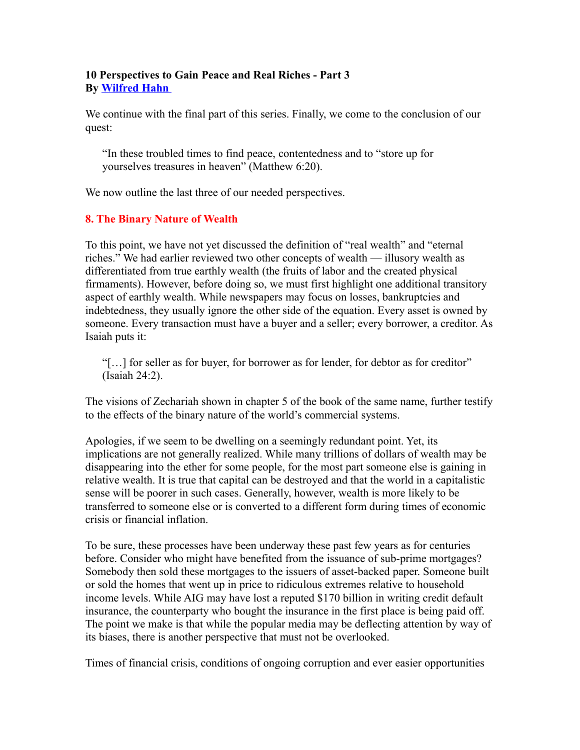**10 Perspectives to Gain Peace and Real Riches - Part 3**
**By [Wilfred Hahn](#)**

We continue with the final part of this series. Finally, we come to the conclusion of our quest:

> "In these troubled times to find peace, contentedness and to "store up for yourselves treasures in heaven" (Matthew 6:20).

We now outline the last three of our needed perspectives.

### 8. The Binary Nature of Wealth

To this point, we have not yet discussed the definition of "real wealth" and "eternal riches." We had earlier reviewed two other concepts of wealth — illusory wealth as differentiated from true earthly wealth (the fruits of labor and the created physical firmaments). However, before doing so, we must first highlight one additional transitory aspect of earthly wealth. While newspapers may focus on losses, bankruptcies and indebtedness, they usually ignore the other side of the equation. Every asset is owned by someone. Every transaction must have a buyer and a seller; every borrower, a creditor. As Isaiah puts it:

> "[…] for seller as for buyer, for borrower as for lender, for debtor as for creditor" (Isaiah 24:2).

The visions of Zechariah shown in chapter 5 of the book of the same name, further testify to the effects of the binary nature of the world's commercial systems.

Apologies, if we seem to be dwelling on a seemingly redundant point. Yet, its implications are not generally realized. While many trillions of dollars of wealth may be disappearing into the ether for some people, for the most part someone else is gaining in relative wealth. It is true that capital can be destroyed and that the world in a capitalistic sense will be poorer in such cases. Generally, however, wealth is more likely to be transferred to someone else or is converted to a different form during times of economic crisis or financial inflation.

To be sure, these processes have been underway these past few years as for centuries before. Consider who might have benefited from the issuance of sub-prime mortgages? Somebody then sold these mortgages to the issuers of asset-backed paper. Someone built or sold the homes that went up in price to ridiculous extremes relative to household income levels. While AIG may have lost a reputed $170 billion in writing credit default insurance, the counterparty who bought the insurance in the first place is being paid off. The point we make is that while the popular media may be deflecting attention by way of its biases, there is another perspective that must not be overlooked.

Times of financial crisis, conditions of ongoing corruption and ever easier opportunities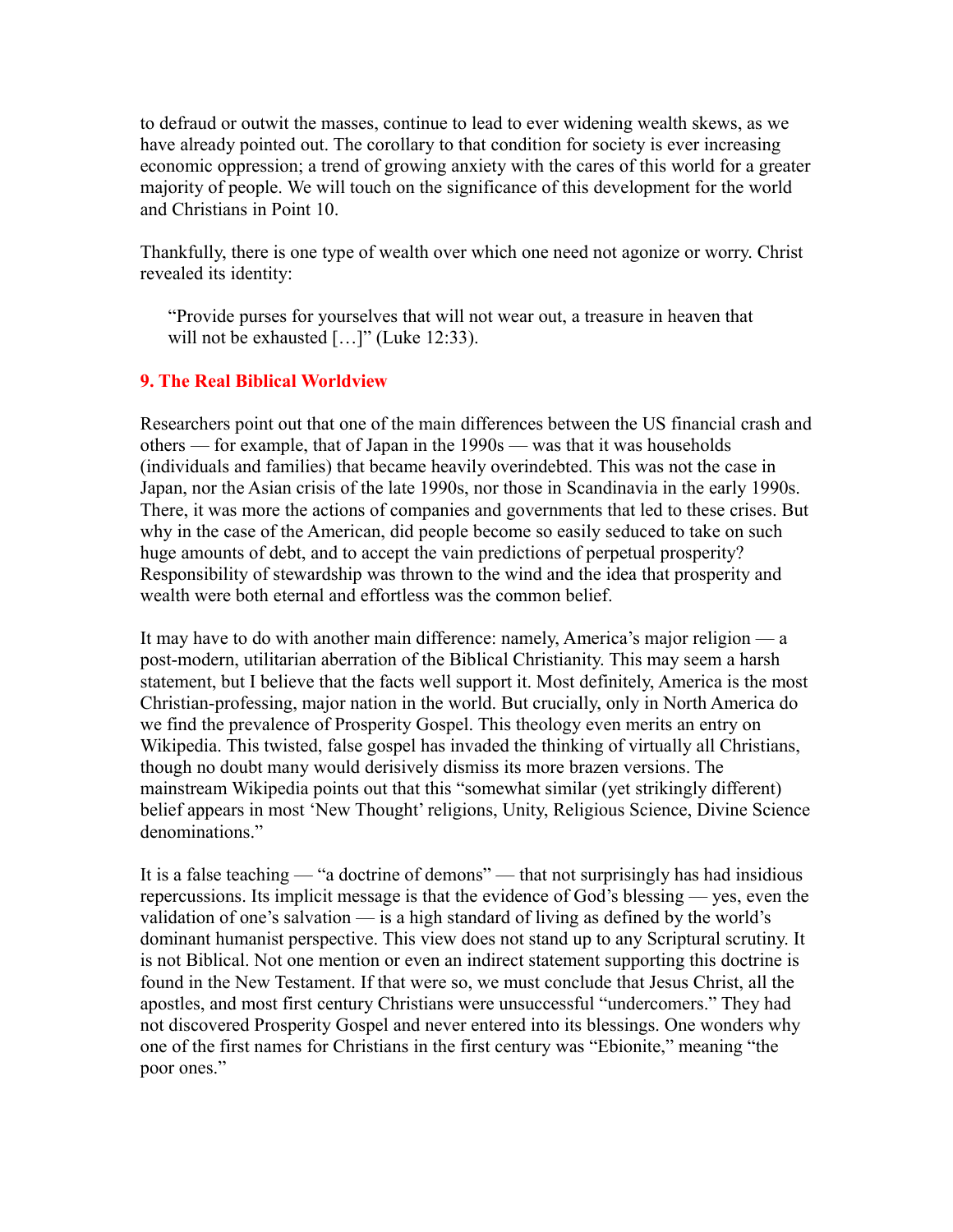to defraud or outwit the masses, continue to lead to ever widening wealth skews, as we have already pointed out. The corollary to that condition for society is ever increasing economic oppression; a trend of growing anxiety with the cares of this world for a greater majority of people. We will touch on the significance of this development for the world and Christians in Point 10.

Thankfully, there is one type of wealth over which one need not agonize or worry. Christ revealed its identity:

> "Provide purses for yourselves that will not wear out, a treasure in heaven that will not be exhausted […]" (Luke 12:33).

### 9. The Real Biblical Worldview

Researchers point out that one of the main differences between the US financial crash and others — for example, that of Japan in the 1990s — was that it was households (individuals and families) that became heavily overindebted. This was not the case in Japan, nor the Asian crisis of the late 1990s, nor those in Scandinavia in the early 1990s. There, it was more the actions of companies and governments that led to these crises. But why in the case of the American, did people become so easily seduced to take on such huge amounts of debt, and to accept the vain predictions of perpetual prosperity? Responsibility of stewardship was thrown to the wind and the idea that prosperity and wealth were both eternal and effortless was the common belief.

It may have to do with another main difference: namely, America's major religion — a post-modern, utilitarian aberration of the Biblical Christianity. This may seem a harsh statement, but I believe that the facts well support it. Most definitely, America is the most Christian-professing, major nation in the world. But crucially, only in North America do we find the prevalence of Prosperity Gospel. This theology even merits an entry on Wikipedia. This twisted, false gospel has invaded the thinking of virtually all Christians, though no doubt many would derisively dismiss its more brazen versions. The mainstream Wikipedia points out that this "somewhat similar (yet strikingly different) belief appears in most 'New Thought' religions, Unity, Religious Science, Divine Science denominations."

It is a false teaching — "a doctrine of demons" — that not surprisingly has had insidious repercussions. Its implicit message is that the evidence of God's blessing — yes, even the validation of one's salvation — is a high standard of living as defined by the world's dominant humanist perspective. This view does not stand up to any Scriptural scrutiny. It is not Biblical. Not one mention or even an indirect statement supporting this doctrine is found in the New Testament. If that were so, we must conclude that Jesus Christ, all the apostles, and most first century Christians were unsuccessful "undercomers." They had not discovered Prosperity Gospel and never entered into its blessings. One wonders why one of the first names for Christians in the first century was "Ebionite," meaning "the poor ones."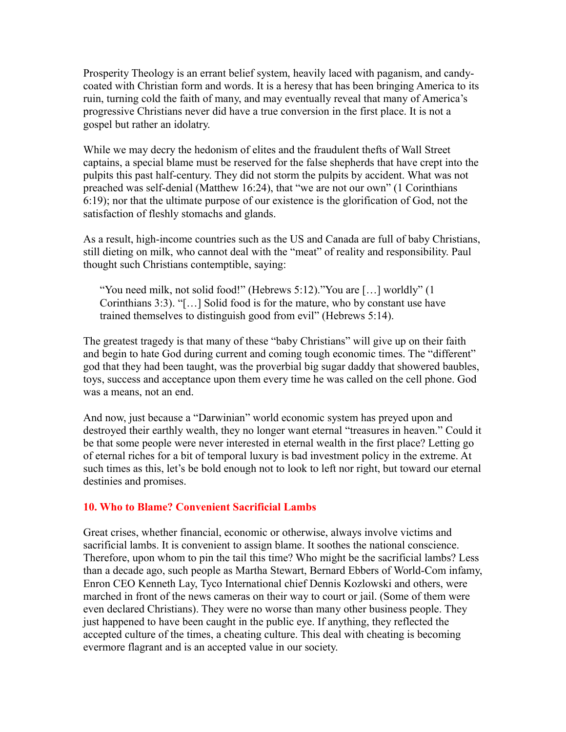Prosperity Theology is an errant belief system, heavily laced with paganism, and candy-coated with Christian form and words. It is a heresy that has been bringing America to its ruin, turning cold the faith of many, and may eventually reveal that many of America's progressive Christians never did have a true conversion in the first place. It is not a gospel but rather an idolatry.

While we may decry the hedonism of elites and the fraudulent thefts of Wall Street captains, a special blame must be reserved for the false shepherds that have crept into the pulpits this past half-century. They did not storm the pulpits by accident. What was not preached was self-denial (Matthew 16:24), that "we are not our own" (1 Corinthians 6:19); nor that the ultimate purpose of our existence is the glorification of God, not the satisfaction of fleshly stomachs and glands.

As a result, high-income countries such as the US and Canada are full of baby Christians, still dieting on milk, who cannot deal with the "meat" of reality and responsibility. Paul thought such Christians contemptible, saying:

> "You need milk, not solid food!" (Hebrews 5:12)."You are […] worldly" (1 Corinthians 3:3). "[…] Solid food is for the mature, who by constant use have trained themselves to distinguish good from evil" (Hebrews 5:14).

The greatest tragedy is that many of these "baby Christians" will give up on their faith and begin to hate God during current and coming tough economic times. The "different" god that they had been taught, was the proverbial big sugar daddy that showered baubles, toys, success and acceptance upon them every time he was called on the cell phone. God was a means, not an end.

And now, just because a "Darwinian" world economic system has preyed upon and destroyed their earthly wealth, they no longer want eternal "treasures in heaven." Could it be that some people were never interested in eternal wealth in the first place? Letting go of eternal riches for a bit of temporal luxury is bad investment policy in the extreme. At such times as this, let's be bold enough not to look to left nor right, but toward our eternal destinies and promises.

### 10. Who to Blame? Convenient Sacrificial Lambs

Great crises, whether financial, economic or otherwise, always involve victims and sacrificial lambs. It is convenient to assign blame. It soothes the national conscience. Therefore, upon whom to pin the tail this time? Who might be the sacrificial lambs? Less than a decade ago, such people as Martha Stewart, Bernard Ebbers of World-Com infamy, Enron CEO Kenneth Lay, Tyco International chief Dennis Kozlowski and others, were marched in front of the news cameras on their way to court or jail. (Some of them were even declared Christians). They were no worse than many other business people. They just happened to have been caught in the public eye. If anything, they reflected the accepted culture of the times, a cheating culture. This deal with cheating is becoming evermore flagrant and is an accepted value in our society.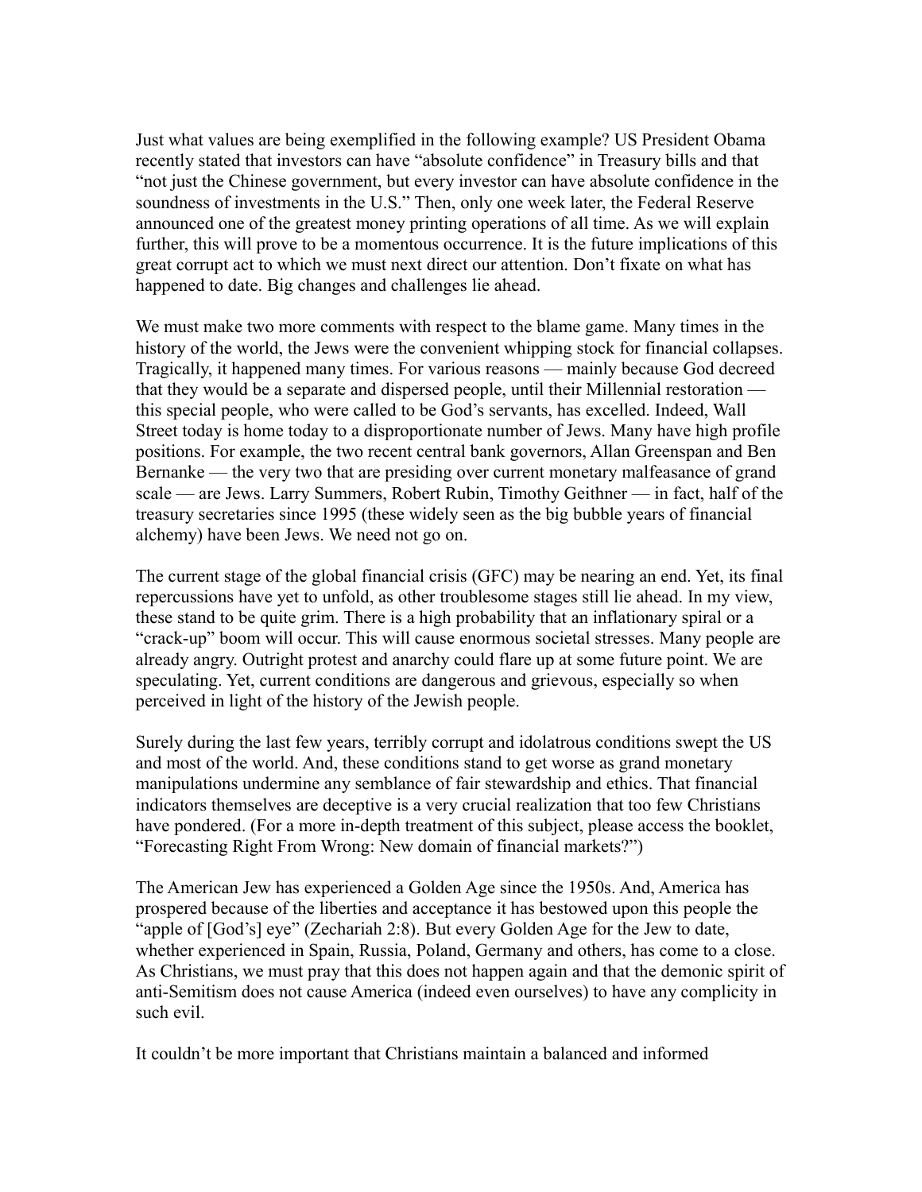Just what values are being exemplified in the following example? US President Obama recently stated that investors can have "absolute confidence" in Treasury bills and that "not just the Chinese government, but every investor can have absolute confidence in the soundness of investments in the U.S." Then, only one week later, the Federal Reserve announced one of the greatest money printing operations of all time. As we will explain further, this will prove to be a momentous occurrence. It is the future implications of this great corrupt act to which we must next direct our attention. Don't fixate on what has happened to date. Big changes and challenges lie ahead.

We must make two more comments with respect to the blame game. Many times in the history of the world, the Jews were the convenient whipping stock for financial collapses. Tragically, it happened many times. For various reasons — mainly because God decreed that they would be a separate and dispersed people, until their Millennial restoration — this special people, who were called to be God's servants, has excelled. Indeed, Wall Street today is home today to a disproportionate number of Jews. Many have high profile positions. For example, the two recent central bank governors, Allan Greenspan and Ben Bernanke — the very two that are presiding over current monetary malfeasance of grand scale — are Jews. Larry Summers, Robert Rubin, Timothy Geithner — in fact, half of the treasury secretaries since 1995 (these widely seen as the big bubble years of financial alchemy) have been Jews. We need not go on.

The current stage of the global financial crisis (GFC) may be nearing an end. Yet, its final repercussions have yet to unfold, as other troublesome stages still lie ahead. In my view, these stand to be quite grim. There is a high probability that an inflationary spiral or a "crack-up" boom will occur. This will cause enormous societal stresses. Many people are already angry. Outright protest and anarchy could flare up at some future point. We are speculating. Yet, current conditions are dangerous and grievous, especially so when perceived in light of the history of the Jewish people.

Surely during the last few years, terribly corrupt and idolatrous conditions swept the US and most of the world. And, these conditions stand to get worse as grand monetary manipulations undermine any semblance of fair stewardship and ethics. That financial indicators themselves are deceptive is a very crucial realization that too few Christians have pondered. (For a more in-depth treatment of this subject, please access the booklet, "Forecasting Right From Wrong: New domain of financial markets?")

The American Jew has experienced a Golden Age since the 1950s. And, America has prospered because of the liberties and acceptance it has bestowed upon this people the "apple of [God's] eye" (Zechariah 2:8). But every Golden Age for the Jew to date, whether experienced in Spain, Russia, Poland, Germany and others, has come to a close. As Christians, we must pray that this does not happen again and that the demonic spirit of anti-Semitism does not cause America (indeed even ourselves) to have any complicity in such evil.

It couldn't be more important that Christians maintain a balanced and informed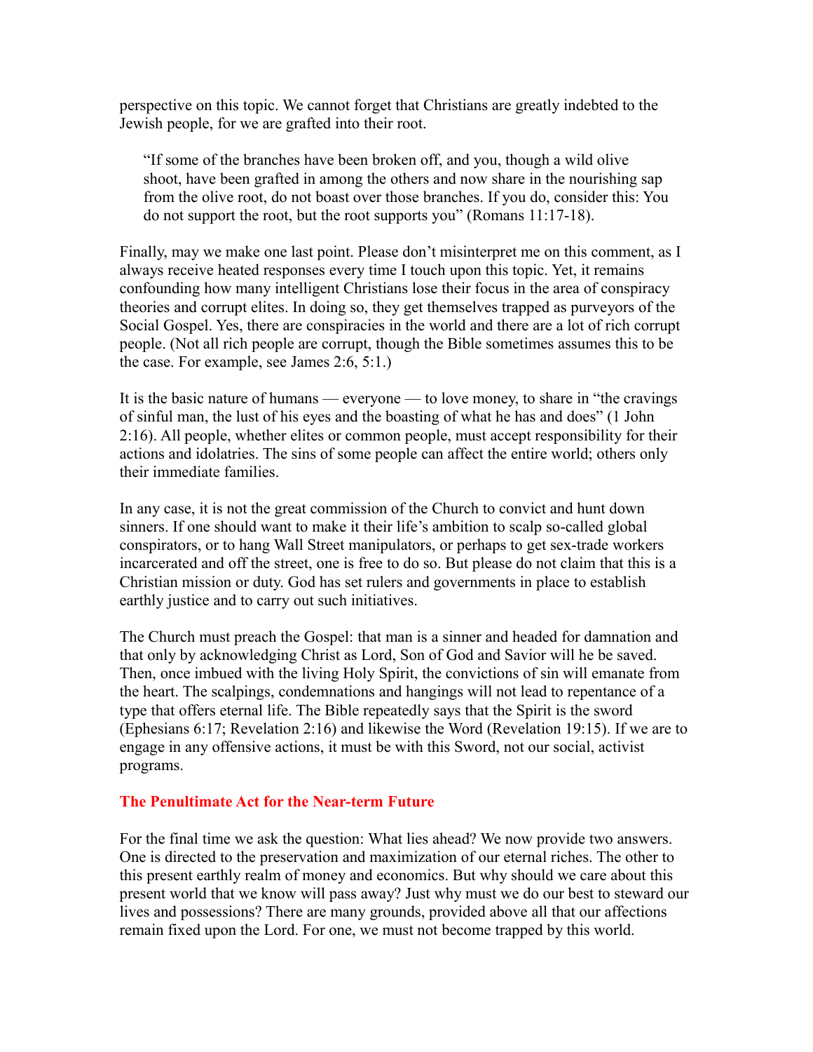perspective on this topic. We cannot forget that Christians are greatly indebted to the Jewish people, for we are grafted into their root.

> "If some of the branches have been broken off, and you, though a wild olive shoot, have been grafted in among the others and now share in the nourishing sap from the olive root, do not boast over those branches. If you do, consider this: You do not support the root, but the root supports you" (Romans 11:17-18).

Finally, may we make one last point. Please don't misinterpret me on this comment, as I always receive heated responses every time I touch upon this topic. Yet, it remains confounding how many intelligent Christians lose their focus in the area of conspiracy theories and corrupt elites. In doing so, they get themselves trapped as purveyors of the Social Gospel. Yes, there are conspiracies in the world and there are a lot of rich corrupt people. (Not all rich people are corrupt, though the Bible sometimes assumes this to be the case. For example, see James 2:6, 5:1.)

It is the basic nature of humans — everyone — to love money, to share in "the cravings of sinful man, the lust of his eyes and the boasting of what he has and does" (1 John 2:16). All people, whether elites or common people, must accept responsibility for their actions and idolatries. The sins of some people can affect the entire world; others only their immediate families.

In any case, it is not the great commission of the Church to convict and hunt down sinners. If one should want to make it their life's ambition to scalp so-called global conspirators, or to hang Wall Street manipulators, or perhaps to get sex-trade workers incarcerated and off the street, one is free to do so. But please do not claim that this is a Christian mission or duty. God has set rulers and governments in place to establish earthly justice and to carry out such initiatives.

The Church must preach the Gospel: that man is a sinner and headed for damnation and that only by acknowledging Christ as Lord, Son of God and Savior will he be saved. Then, once imbued with the living Holy Spirit, the convictions of sin will emanate from the heart. The scalpings, condemnations and hangings will not lead to repentance of a type that offers eternal life. The Bible repeatedly says that the Spirit is the sword (Ephesians 6:17; Revelation 2:16) and likewise the Word (Revelation 19:15). If we are to engage in any offensive actions, it must be with this Sword, not our social, activist programs.

## The Penultimate Act for the Near-term Future

For the final time we ask the question: What lies ahead? We now provide two answers. One is directed to the preservation and maximization of our eternal riches. The other to this present earthly realm of money and economics. But why should we care about this present world that we know will pass away? Just why must we do our best to steward our lives and possessions? There are many grounds, provided above all that our affections remain fixed upon the Lord. For one, we must not become trapped by this world.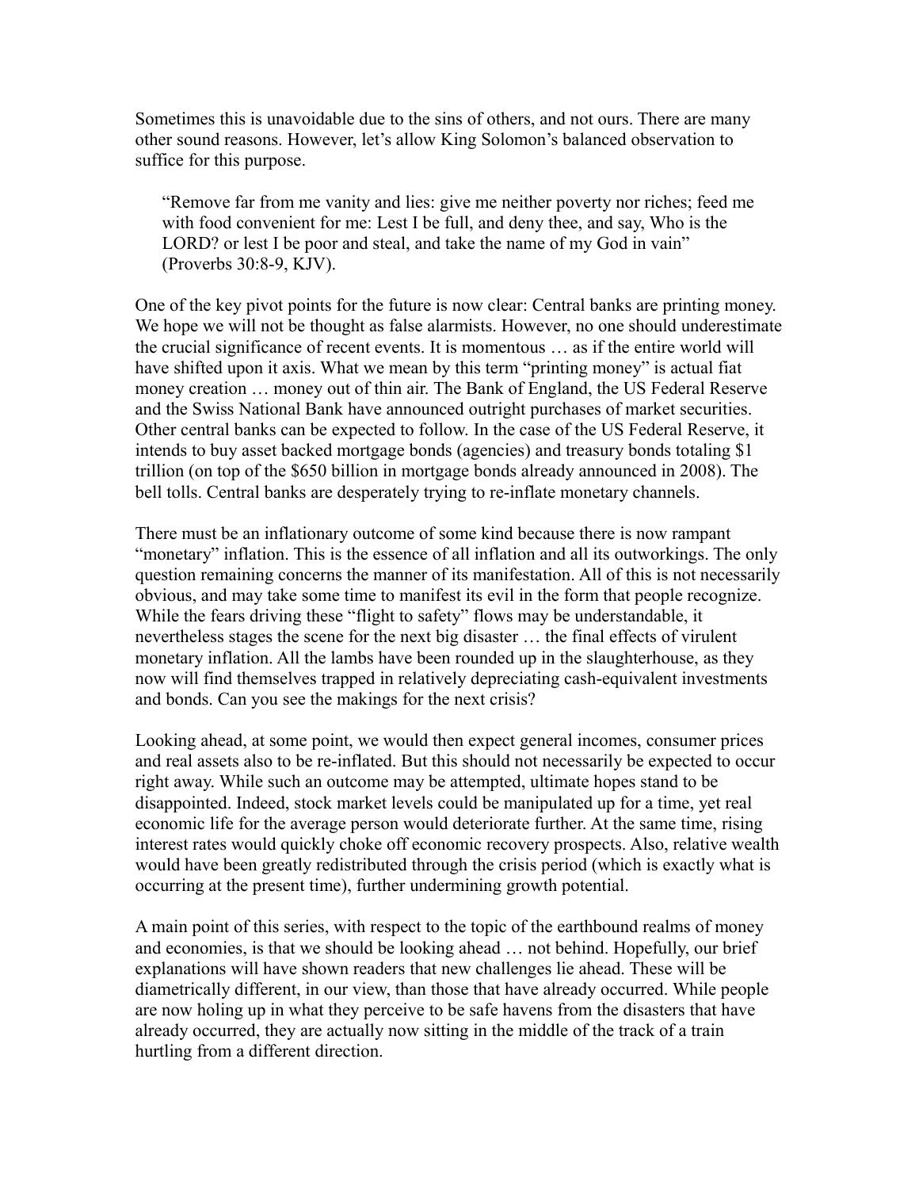Sometimes this is unavoidable due to the sins of others, and not ours. There are many other sound reasons. However, let's allow King Solomon's balanced observation to suffice for this purpose.

> "Remove far from me vanity and lies: give me neither poverty nor riches; feed me with food convenient for me: Lest I be full, and deny thee, and say, Who is the LORD? or lest I be poor and steal, and take the name of my God in vain" (Proverbs 30:8-9, KJV).

One of the key pivot points for the future is now clear: Central banks are printing money. We hope we will not be thought as false alarmists. However, no one should underestimate the crucial significance of recent events. It is momentous … as if the entire world will have shifted upon it axis. What we mean by this term "printing money" is actual fiat money creation … money out of thin air. The Bank of England, the US Federal Reserve and the Swiss National Bank have announced outright purchases of market securities. Other central banks can be expected to follow. In the case of the US Federal Reserve, it intends to buy asset backed mortgage bonds (agencies) and treasury bonds totaling $1 trillion (on top of the $650 billion in mortgage bonds already announced in 2008). The bell tolls. Central banks are desperately trying to re-inflate monetary channels.

There must be an inflationary outcome of some kind because there is now rampant "monetary" inflation. This is the essence of all inflation and all its outworkings. The only question remaining concerns the manner of its manifestation. All of this is not necessarily obvious, and may take some time to manifest its evil in the form that people recognize. While the fears driving these "flight to safety" flows may be understandable, it nevertheless stages the scene for the next big disaster … the final effects of virulent monetary inflation. All the lambs have been rounded up in the slaughterhouse, as they now will find themselves trapped in relatively depreciating cash-equivalent investments and bonds. Can you see the makings for the next crisis?

Looking ahead, at some point, we would then expect general incomes, consumer prices and real assets also to be re-inflated. But this should not necessarily be expected to occur right away. While such an outcome may be attempted, ultimate hopes stand to be disappointed. Indeed, stock market levels could be manipulated up for a time, yet real economic life for the average person would deteriorate further. At the same time, rising interest rates would quickly choke off economic recovery prospects. Also, relative wealth would have been greatly redistributed through the crisis period (which is exactly what is occurring at the present time), further undermining growth potential.

A main point of this series, with respect to the topic of the earthbound realms of money and economies, is that we should be looking ahead … not behind. Hopefully, our brief explanations will have shown readers that new challenges lie ahead. These will be diametrically different, in our view, than those that have already occurred. While people are now holing up in what they perceive to be safe havens from the disasters that have already occurred, they are actually now sitting in the middle of the track of a train hurtling from a different direction.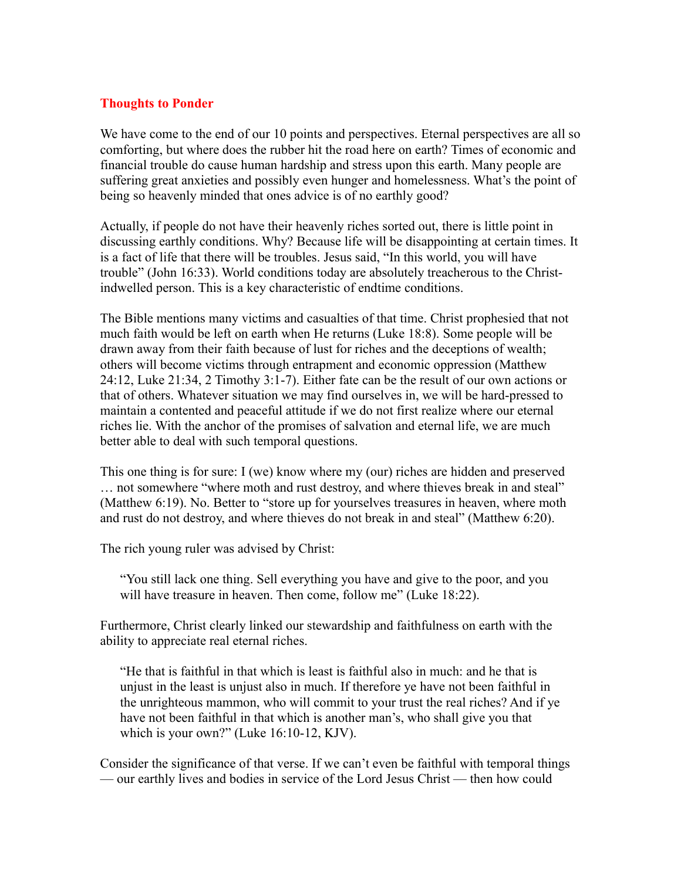## Thoughts to Ponder

We have come to the end of our 10 points and perspectives. Eternal perspectives are all so comforting, but where does the rubber hit the road here on earth? Times of economic and financial trouble do cause human hardship and stress upon this earth. Many people are suffering great anxieties and possibly even hunger and homelessness. What's the point of being so heavenly minded that ones advice is of no earthly good?

Actually, if people do not have their heavenly riches sorted out, there is little point in discussing earthly conditions. Why? Because life will be disappointing at certain times. It is a fact of life that there will be troubles. Jesus said, "In this world, you will have trouble" (John 16:33). World conditions today are absolutely treacherous to the Christ-indwelled person. This is a key characteristic of endtime conditions.

The Bible mentions many victims and casualties of that time. Christ prophesied that not much faith would be left on earth when He returns (Luke 18:8). Some people will be drawn away from their faith because of lust for riches and the deceptions of wealth; others will become victims through entrapment and economic oppression (Matthew 24:12, Luke 21:34, 2 Timothy 3:1-7). Either fate can be the result of our own actions or that of others. Whatever situation we may find ourselves in, we will be hard-pressed to maintain a contented and peaceful attitude if we do not first realize where our eternal riches lie. With the anchor of the promises of salvation and eternal life, we are much better able to deal with such temporal questions.

This one thing is for sure: I (we) know where my (our) riches are hidden and preserved … not somewhere "where moth and rust destroy, and where thieves break in and steal" (Matthew 6:19). No. Better to "store up for yourselves treasures in heaven, where moth and rust do not destroy, and where thieves do not break in and steal" (Matthew 6:20).

The rich young ruler was advised by Christ:

> "You still lack one thing. Sell everything you have and give to the poor, and you will have treasure in heaven. Then come, follow me" (Luke 18:22).

Furthermore, Christ clearly linked our stewardship and faithfulness on earth with the ability to appreciate real eternal riches.

> "He that is faithful in that which is least is faithful also in much: and he that is unjust in the least is unjust also in much. If therefore ye have not been faithful in the unrighteous mammon, who will commit to your trust the real riches? And if ye have not been faithful in that which is another man's, who shall give you that which is your own?" (Luke 16:10-12, KJV).

Consider the significance of that verse. If we can't even be faithful with temporal things — our earthly lives and bodies in service of the Lord Jesus Christ — then how could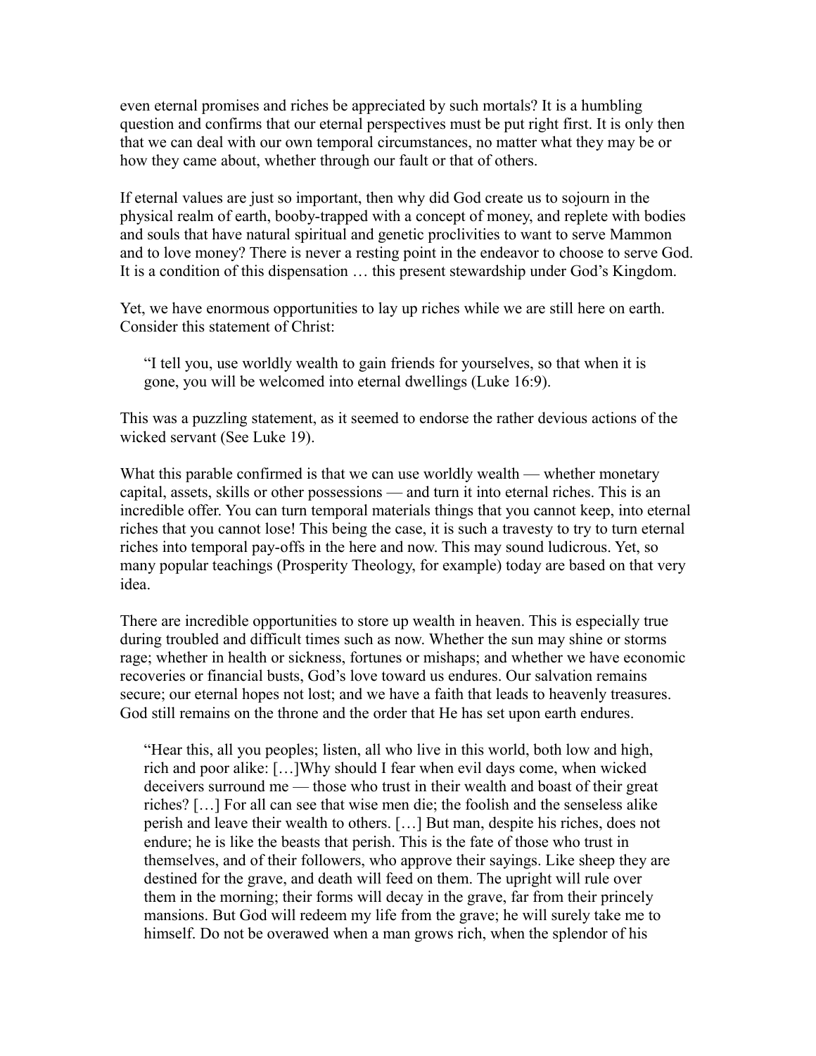even eternal promises and riches be appreciated by such mortals? It is a humbling question and confirms that our eternal perspectives must be put right first. It is only then that we can deal with our own temporal circumstances, no matter what they may be or how they came about, whether through our fault or that of others.

If eternal values are just so important, then why did God create us to sojourn in the physical realm of earth, booby-trapped with a concept of money, and replete with bodies and souls that have natural spiritual and genetic proclivities to want to serve Mammon and to love money? There is never a resting point in the endeavor to choose to serve God. It is a condition of this dispensation … this present stewardship under God's Kingdom.

Yet, we have enormous opportunities to lay up riches while we are still here on earth. Consider this statement of Christ:

> "I tell you, use worldly wealth to gain friends for yourselves, so that when it is gone, you will be welcomed into eternal dwellings (Luke 16:9).

This was a puzzling statement, as it seemed to endorse the rather devious actions of the wicked servant (See Luke 19).

What this parable confirmed is that we can use worldly wealth — whether monetary capital, assets, skills or other possessions — and turn it into eternal riches. This is an incredible offer. You can turn temporal materials things that you cannot keep, into eternal riches that you cannot lose! This being the case, it is such a travesty to try to turn eternal riches into temporal pay-offs in the here and now. This may sound ludicrous. Yet, so many popular teachings (Prosperity Theology, for example) today are based on that very idea.

There are incredible opportunities to store up wealth in heaven. This is especially true during troubled and difficult times such as now. Whether the sun may shine or storms rage; whether in health or sickness, fortunes or mishaps; and whether we have economic recoveries or financial busts, God's love toward us endures. Our salvation remains secure; our eternal hopes not lost; and we have a faith that leads to heavenly treasures. God still remains on the throne and the order that He has set upon earth endures.

> "Hear this, all you peoples; listen, all who live in this world, both low and high, rich and poor alike: […]Why should I fear when evil days come, when wicked deceivers surround me — those who trust in their wealth and boast of their great riches? […] For all can see that wise men die; the foolish and the senseless alike perish and leave their wealth to others. […] But man, despite his riches, does not endure; he is like the beasts that perish. This is the fate of those who trust in themselves, and of their followers, who approve their sayings. Like sheep they are destined for the grave, and death will feed on them. The upright will rule over them in the morning; their forms will decay in the grave, far from their princely mansions. But God will redeem my life from the grave; he will surely take me to himself. Do not be overawed when a man grows rich, when the splendor of his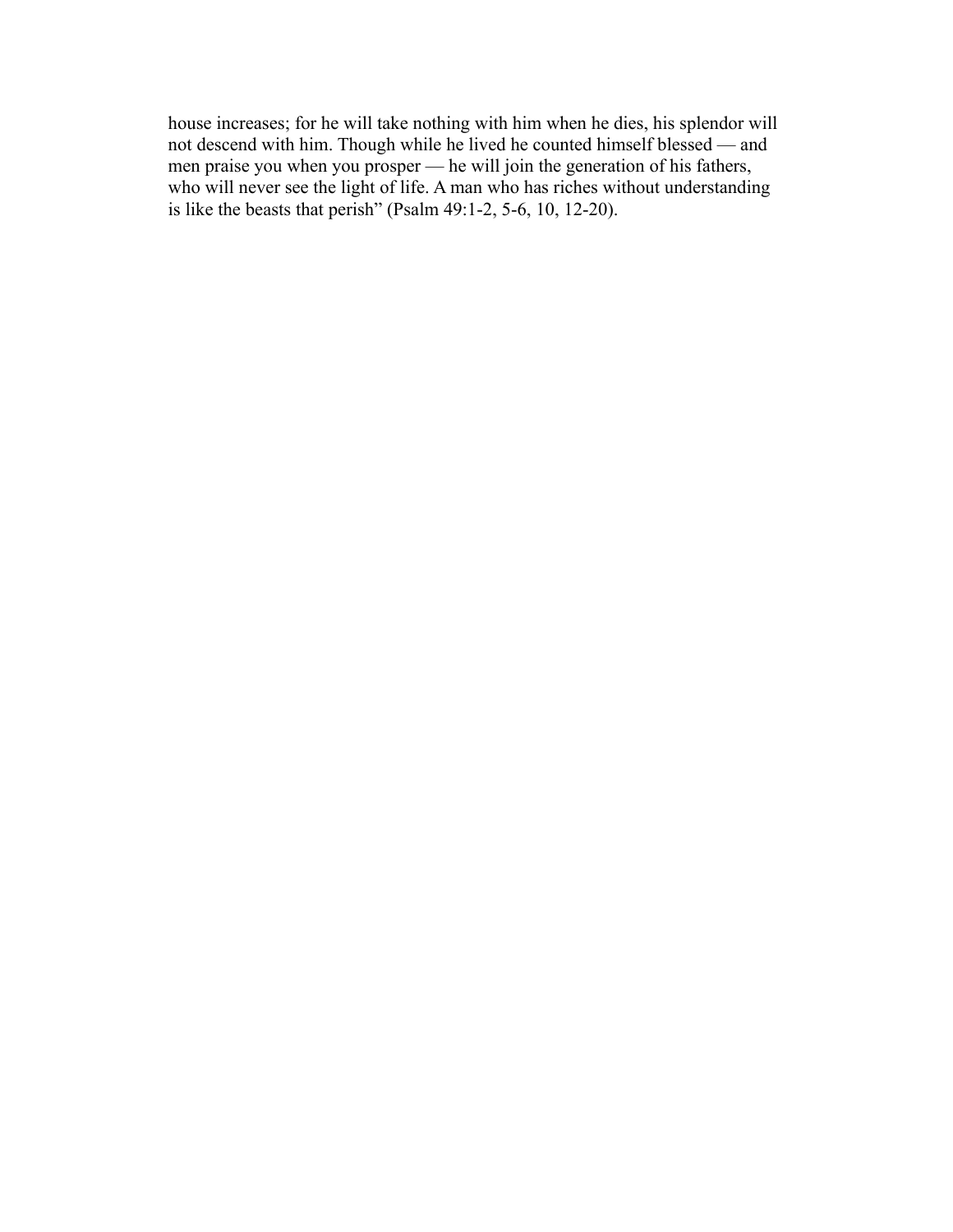house increases; for he will take nothing with him when he dies, his splendor will not descend with him. Though while he lived he counted himself blessed — and men praise you when you prosper — he will join the generation of his fathers, who will never see the light of life. A man who has riches without understanding is like the beasts that perish" (Psalm 49:1-2, 5-6, 10, 12-20).